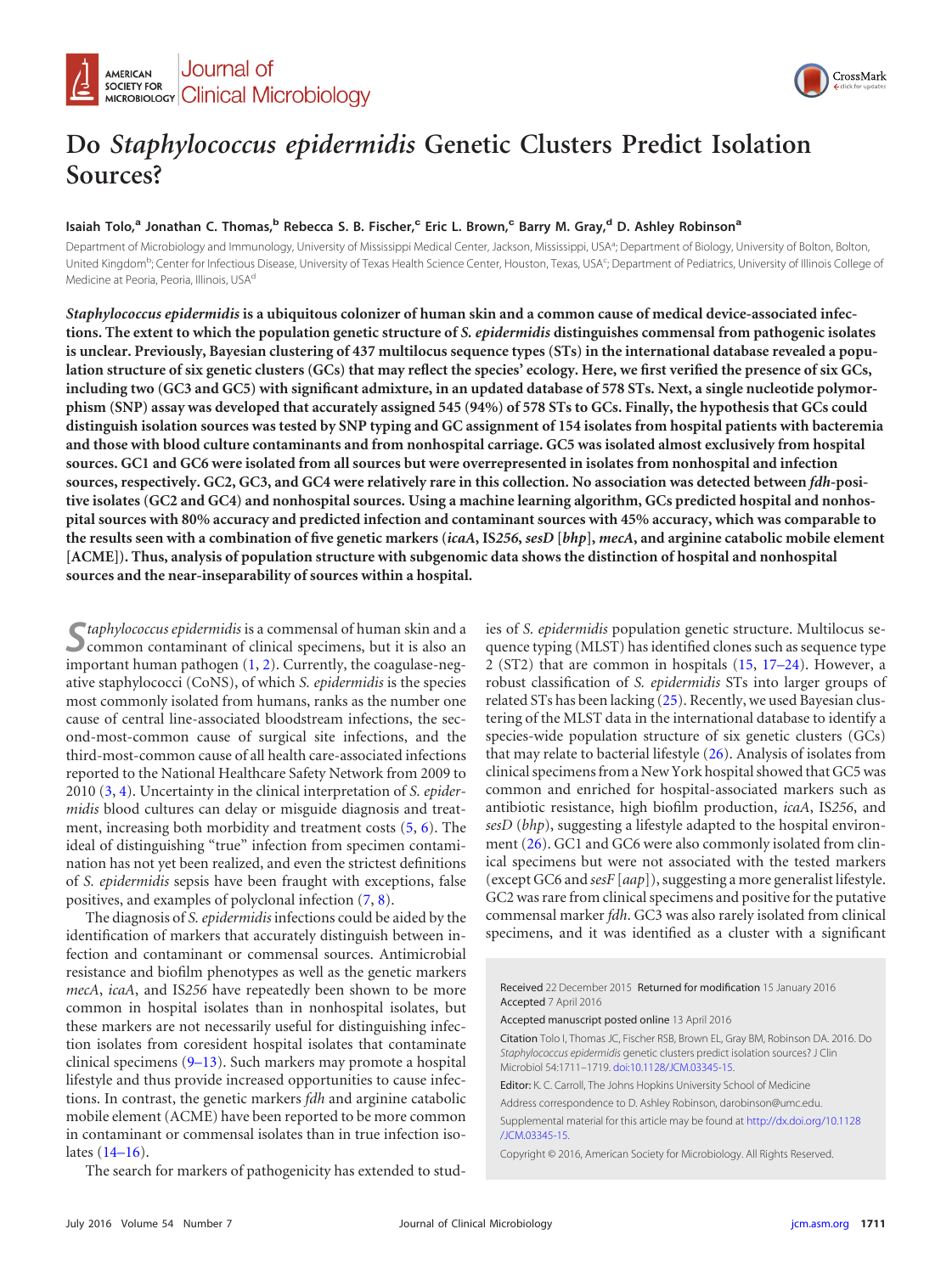# Do *Staphylococcus epidermidis* Genetic Clusters Predict Isolation Sources?

**Isaiah Tolo,[a] Jonathan C. Thomas,[b] Rebecca S. B. Fischer,[c] Eric L. Brown,[c] Barry M. Gray,[d] D. Ashley Robinson[a]**

Department of Microbiology and Immunology, University of Mississippi Medical Center, Jackson, Mississippi, USA[a]; Department of Biology, University of Bolton, Bolton, United Kingdom[b]; Center for Infectious Disease, University of Texas Health Science Center, Houston, Texas, USA[c]; Department of Pediatrics, University of Illinois College of Medicine at Peoria, Peoria, Illinois, USA[d]

***Staphylococcus epidermidis*** **is a ubiquitous colonizer of human skin and a common cause of medical device-associated infections. The extent to which the population genetic structure of *S. epidermidis* distinguishes commensal from pathogenic isolates is unclear. Previously, Bayesian clustering of 437 multilocus sequence types (STs) in the international database revealed a population structure of six genetic clusters (GCs) that may reflect the species' ecology. Here, we first verified the presence of six GCs, including two (GC3 and GC5) with significant admixture, in an updated database of 578 STs. Next, a single nucleotide polymorphism (SNP) assay was developed that accurately assigned 545 (94%) of 578 STs to GCs. Finally, the hypothesis that GCs could distinguish isolation sources was tested by SNP typing and GC assignment of 154 isolates from hospital patients with bacteremia and those with blood culture contaminants and from nonhospital carriage. GC5 was isolated almost exclusively from hospital sources. GC1 and GC6 were isolated from all sources but were overrepresented in isolates from nonhospital and infection sources, respectively. GC2, GC3, and GC4 were relatively rare in this collection. No association was detected between *fdh*-positive isolates (GC2 and GC4) and nonhospital sources. Using a machine learning algorithm, GCs predicted hospital and nonhospital sources with 80% accuracy and predicted infection and contaminant sources with 45% accuracy, which was comparable to the results seen with a combination of five genetic markers (*icaA*, IS*256*, *sesD* [*bhp*], *mecA*, and arginine catabolic mobile element [ACME]). Thus, analysis of population structure with subgenomic data shows the distinction of hospital and nonhospital sources and the near-inseparability of sources within a hospital.**

*Staphylococcus epidermidis* is a commensal of human skin and a common contaminant of clinical specimens, but it is also an important human pathogen (1, 2). Currently, the coagulase-negative staphylococci (CoNS), of which *S. epidermidis* is the species most commonly isolated from humans, ranks as the number one cause of central line-associated bloodstream infections, the second-most-common cause of surgical site infections, and the third-most-common cause of all health care-associated infections reported to the National Healthcare Safety Network from 2009 to 2010 (3, 4). Uncertainty in the clinical interpretation of *S. epidermidis* blood cultures can delay or misguide diagnosis and treatment, increasing both morbidity and treatment costs (5, 6). The ideal of distinguishing "true" infection from specimen contamination has not yet been realized, and even the strictest definitions of *S. epidermidis* sepsis have been fraught with exceptions, false positives, and examples of polyclonal infection (7, 8).

The diagnosis of *S. epidermidis* infections could be aided by the identification of markers that accurately distinguish between infection and contaminant or commensal sources. Antimicrobial resistance and biofilm phenotypes as well as the genetic markers *mecA*, *icaA*, and IS*256* have repeatedly been shown to be more common in hospital isolates than in nonhospital isolates, but these markers are not necessarily useful for distinguishing infection isolates from coresident hospital isolates that contaminate clinical specimens (9–13). Such markers may promote a hospital lifestyle and thus provide increased opportunities to cause infections. In contrast, the genetic markers *fdh* and arginine catabolic mobile element (ACME) have been reported to be more common in contaminant or commensal isolates than in true infection isolates (14–16).

The search for markers of pathogenicity has extended to studies of *S. epidermidis* population genetic structure. Multilocus sequence typing (MLST) has identified clones such as sequence type 2 (ST2) that are common in hospitals (15, 17–24). However, a robust classification of *S. epidermidis* STs into larger groups of related STs has been lacking (25). Recently, we used Bayesian clustering of the MLST data in the international database to identify a species-wide population structure of six genetic clusters (GCs) that may relate to bacterial lifestyle (26). Analysis of isolates from clinical specimens from a New York hospital showed that GC5 was common and enriched for hospital-associated markers such as antibiotic resistance, high biofilm production, *icaA*, IS*256*, and *sesD* (*bhp*), suggesting a lifestyle adapted to the hospital environment (26). GC1 and GC6 were also commonly isolated from clinical specimens but were not associated with the tested markers (except GC6 and *sesF* [*aap*]), suggesting a more generalist lifestyle. GC2 was rare from clinical specimens and positive for the putative commensal marker *fdh*. GC3 was also rarely isolated from clinical specimens, and it was identified as a cluster with a significant

Received 22 December 2015 Returned for modification 15 January 2016 Accepted 7 April 2016

Accepted manuscript posted online 13 April 2016

Citation Tolo I, Thomas JC, Fischer RSB, Brown EL, Gray BM, Robinson DA. 2016. Do *Staphylococcus epidermidis* genetic clusters predict isolation sources? J Clin Microbiol 54:1711–1719. doi:10.1128/JCM.03345-15.

Editor: K. C. Carroll, The Johns Hopkins University School of Medicine

Address correspondence to D. Ashley Robinson, darobinson@umc.edu.

Supplemental material for this article may be found at http://dx.doi.org/10.1128/JCM.03345-15.

Copyright © 2016, American Society for Microbiology. All Rights Reserved.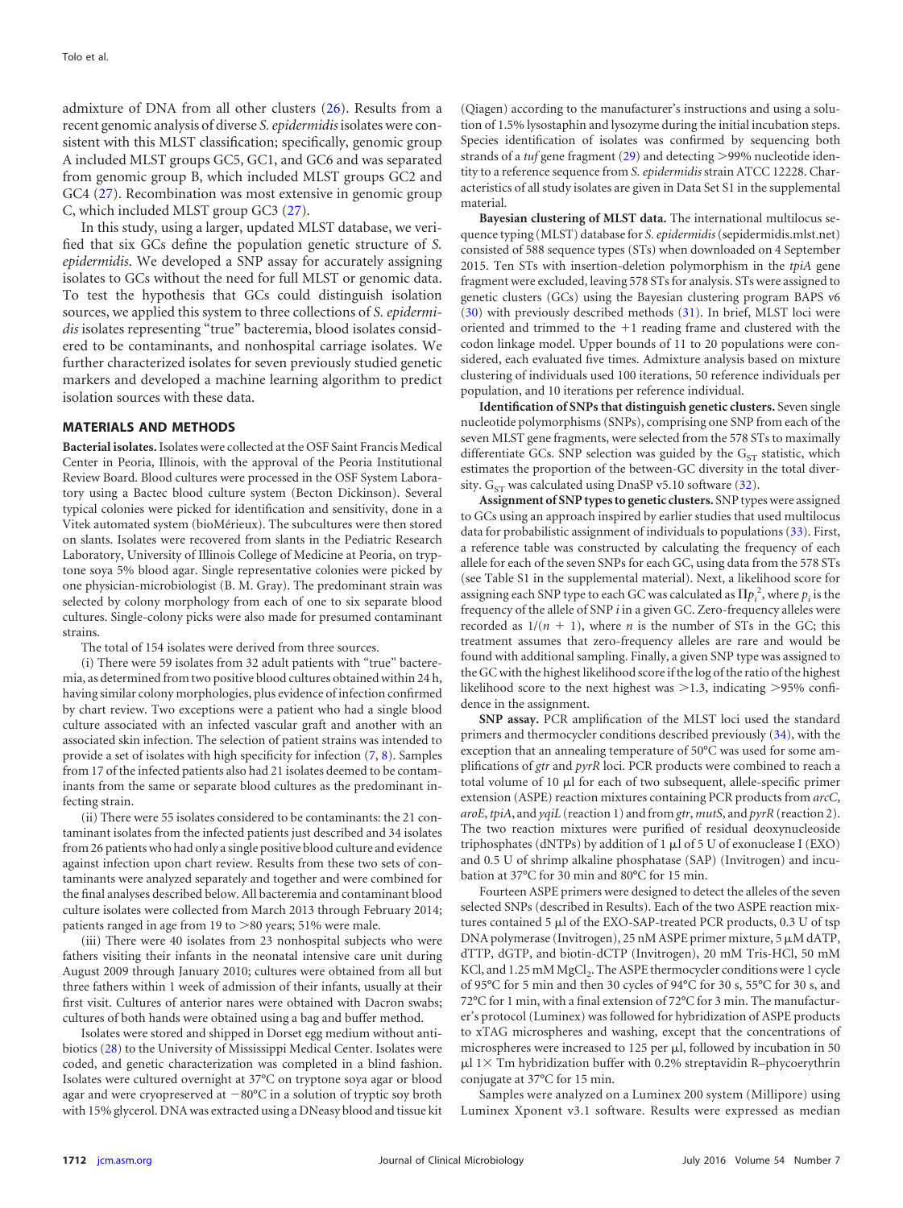admixture of DNA from all other clusters (26). Results from a recent genomic analysis of diverse *S. epidermidis* isolates were consistent with this MLST classification; specifically, genomic group A included MLST groups GC5, GC1, and GC6 and was separated from genomic group B, which included MLST groups GC2 and GC4 (27). Recombination was most extensive in genomic group C, which included MLST group GC3 (27).

In this study, using a larger, updated MLST database, we verified that six GCs define the population genetic structure of *S. epidermidis*. We developed a SNP assay for accurately assigning isolates to GCs without the need for full MLST or genomic data. To test the hypothesis that GCs could distinguish isolation sources, we applied this system to three collections of *S. epidermidis* isolates representing "true" bacteremia, blood isolates considered to be contaminants, and nonhospital carriage isolates. We further characterized isolates for seven previously studied genetic markers and developed a machine learning algorithm to predict isolation sources with these data.

## MATERIALS AND METHODS

**Bacterial isolates.** Isolates were collected at the OSF Saint Francis Medical Center in Peoria, Illinois, with the approval of the Peoria Institutional Review Board. Blood cultures were processed in the OSF System Laboratory using a Bactec blood culture system (Becton Dickinson). Several typical colonies were picked for identification and sensitivity, done in a Vitek automated system (bioMérieux). The subcultures were then stored on slants. Isolates were recovered from slants in the Pediatric Research Laboratory, University of Illinois College of Medicine at Peoria, on tryptone soya 5% blood agar. Single representative colonies were picked by one physician-microbiologist (B. M. Gray). The predominant strain was selected by colony morphology from each of one to six separate blood cultures. Single-colony picks were also made for presumed contaminant strains.

The total of 154 isolates were derived from three sources.

(i) There were 59 isolates from 32 adult patients with "true" bacteremia, as determined from two positive blood cultures obtained within 24 h, having similar colony morphologies, plus evidence of infection confirmed by chart review. Two exceptions were a patient who had a single blood culture associated with an infected vascular graft and another with an associated skin infection. The selection of patient strains was intended to provide a set of isolates with high specificity for infection (7, 8). Samples from 17 of the infected patients also had 21 isolates deemed to be contaminants from the same or separate blood cultures as the predominant infecting strain.

(ii) There were 55 isolates considered to be contaminants: the 21 contaminant isolates from the infected patients just described and 34 isolates from 26 patients who had only a single positive blood culture and evidence against infection upon chart review. Results from these two sets of contaminants were analyzed separately and together and were combined for the final analyses described below. All bacteremia and contaminant blood culture isolates were collected from March 2013 through February 2014; patients ranged in age from 19 to >80 years; 51% were male.

(iii) There were 40 isolates from 23 nonhospital subjects who were fathers visiting their infants in the neonatal intensive care unit during August 2009 through January 2010; cultures were obtained from all but three fathers within 1 week of admission of their infants, usually at their first visit. Cultures of anterior nares were obtained with Dacron swabs; cultures of both hands were obtained using a bag and buffer method.

Isolates were stored and shipped in Dorset egg medium without antibiotics (28) to the University of Mississippi Medical Center. Isolates were coded, and genetic characterization was completed in a blind fashion. Isolates were cultured overnight at 37°C on tryptone soya agar or blood agar and were cryopreserved at −80°C in a solution of tryptic soy broth with 15% glycerol. DNA was extracted using a DNeasy blood and tissue kit (Qiagen) according to the manufacturer's instructions and using a solution of 1.5% lysostaphin and lysozyme during the initial incubation steps. Species identification of isolates was confirmed by sequencing both strands of a *tuf* gene fragment (29) and detecting >99% nucleotide identity to a reference sequence from *S. epidermidis* strain ATCC 12228. Characteristics of all study isolates are given in Data Set S1 in the supplemental material.

**Bayesian clustering of MLST data.** The international multilocus sequence typing (MLST) database for *S. epidermidis* (sepidermidis.mlst.net) consisted of 588 sequence types (STs) when downloaded on 4 September 2015. Ten STs with insertion-deletion polymorphism in the *tpiA* gene fragment were excluded, leaving 578 STs for analysis. STs were assigned to genetic clusters (GCs) using the Bayesian clustering program BAPS v6 (30) with previously described methods (31). In brief, MLST loci were oriented and trimmed to the +1 reading frame and clustered with the codon linkage model. Upper bounds of 11 to 20 populations were considered, each evaluated five times. Admixture analysis based on mixture clustering of individuals used 100 iterations, 50 reference individuals per population, and 10 iterations per reference individual.

**Identification of SNPs that distinguish genetic clusters.** Seven single nucleotide polymorphisms (SNPs), comprising one SNP from each of the seven MLST gene fragments, were selected from the 578 STs to maximally differentiate GCs. SNP selection was guided by the $G_{ST}$ statistic, which estimates the proportion of the between-GC diversity in the total diversity. $G_{ST}$ was calculated using DnaSP v5.10 software (32).

**Assignment of SNP types to genetic clusters.** SNP types were assigned to GCs using an approach inspired by earlier studies that used multilocus data for probabilistic assignment of individuals to populations (33). First, a reference table was constructed by calculating the frequency of each allele for each of the seven SNPs for each GC, using data from the 578 STs (see Table S1 in the supplemental material). Next, a likelihood score for assigning each SNP type to each GC was calculated as $\Pi p_i^2$, where $p_i$ is the frequency of the allele of SNP $i$ in a given GC. Zero-frequency alleles were recorded as $1/(n + 1)$, where $n$ is the number of STs in the GC; this treatment assumes that zero-frequency alleles are rare and would be found with additional sampling. Finally, a given SNP type was assigned to the GC with the highest likelihood score if the log of the ratio of the highest likelihood score to the next highest was >1.3, indicating >95% confidence in the assignment.

**SNP assay.** PCR amplification of the MLST loci used the standard primers and thermocycler conditions described previously (34), with the exception that an annealing temperature of 50°C was used for some amplifications of *gtr* and *pyrR* loci. PCR products were combined to reach a total volume of 10 μl for each of two subsequent, allele-specific primer extension (ASPE) reaction mixtures containing PCR products from *arcC*, *aroE*, *tpiA*, and *yqiL* (reaction 1) and from *gtr*, *mutS*, and *pyrR* (reaction 2). The two reaction mixtures were purified of residual deoxynucleoside triphosphates (dNTPs) by addition of 1 μl of 5 U of exonuclease I (EXO) and 0.5 U of shrimp alkaline phosphatase (SAP) (Invitrogen) and incubation at 37°C for 30 min and 80°C for 15 min.

Fourteen ASPE primers were designed to detect the alleles of the seven selected SNPs (described in Results). Each of the two ASPE reaction mixtures contained 5 μl of the EXO-SAP-treated PCR products, 0.3 U of tsp DNA polymerase (Invitrogen), 25 nM ASPE primer mixture, 5 μM dATP, dTTP, dGTP, and biotin-dCTP (Invitrogen), 20 mM Tris-HCl, 50 mM KCl, and 1.25 mM $MgCl_2$. The ASPE thermocycler conditions were 1 cycle of 95°C for 5 min and then 30 cycles of 94°C for 30 s, 55°C for 30 s, and 72°C for 1 min, with a final extension of 72°C for 3 min. The manufacturer's protocol (Luminex) was followed for hybridization of ASPE products to xTAG microspheres and washing, except that the concentrations of microspheres were increased to 125 per μl, followed by incubation in 50 μl 1× Tm hybridization buffer with 0.2% streptavidin R–phycoerythrin conjugate at 37°C for 15 min.

Samples were analyzed on a Luminex 200 system (Millipore) using Luminex Xponent v3.1 software. Results were expressed as median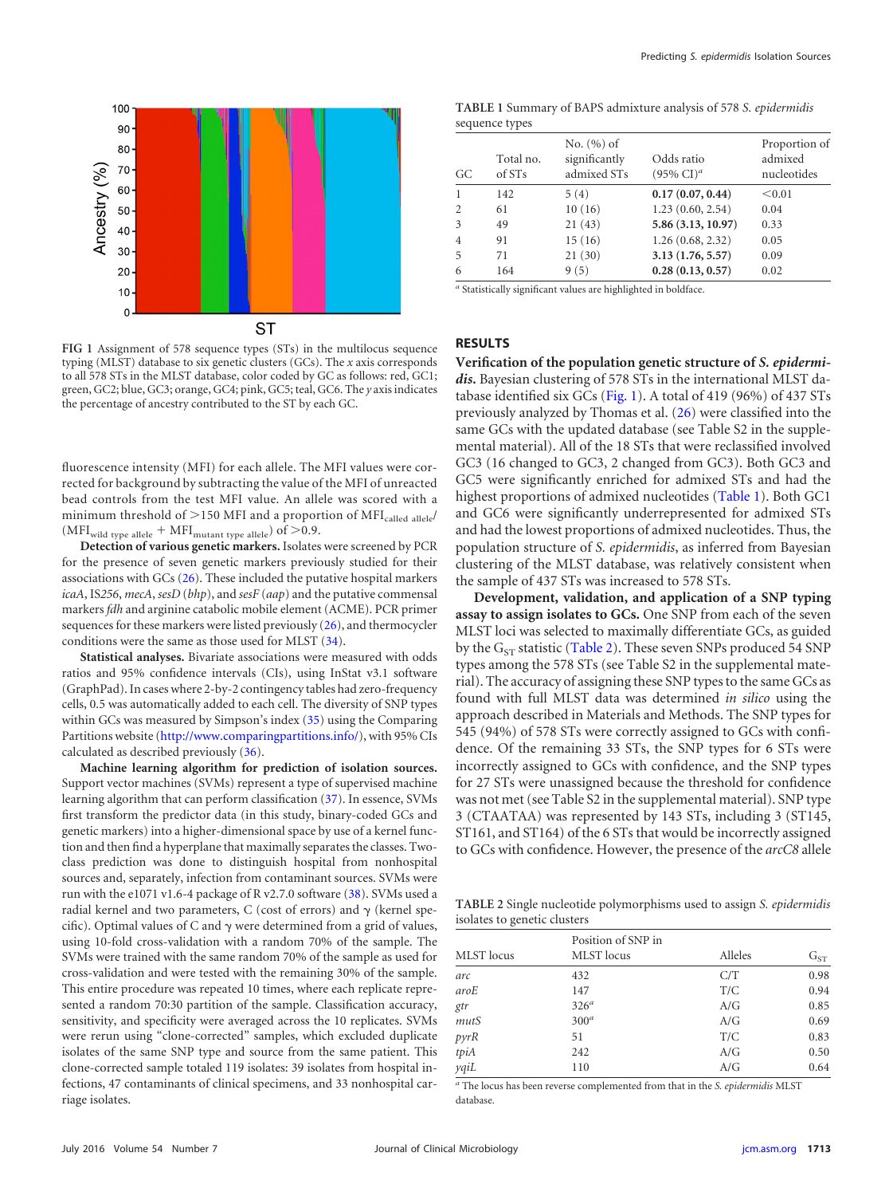100
90
80
70
60
50
40
30
20
10
0
Ancestry (%)
ST

FIG 1 Assignment of 578 sequence types (STs) in the multilocus sequence typing (MLST) database to six genetic clusters (GCs). The *x* axis corresponds to all 578 STs in the MLST database, color coded by GC as follows: red, GC1; green, GC2; blue, GC3; orange, GC4; pink, GC5; teal, GC6. The *y* axis indicates the percentage of ancestry contributed to the ST by each GC.

fluorescence intensity (MFI) for each allele. The MFI values were corrected for background by subtracting the value of the MFI of unreacted bead controls from the test MFI value. An allele was scored with a minimum threshold of >150 MFI and a proportion of $MFI_{called\ allele}/(MFI_{wild\ type\ allele} + MFI_{mutant\ type\ allele})$ of >0.9.

**Detection of various genetic markers.** Isolates were screened by PCR for the presence of seven genetic markers previously studied for their associations with GCs (26). These included the putative hospital markers *icaA*, IS*256*, *mecA*, *sesD* (*bhp*), and *sesF* (*aap*) and the putative commensal markers *fdh* and arginine catabolic mobile element (ACME). PCR primer sequences for these markers were listed previously (26), and thermocycler conditions were the same as those used for MLST (34).

**Statistical analyses.** Bivariate associations were measured with odds ratios and 95% confidence intervals (CIs), using InStat v3.1 software (GraphPad). In cases where 2-by-2 contingency tables had zero-frequency cells, 0.5 was automatically added to each cell. The diversity of SNP types within GCs was measured by Simpson's index (35) using the Comparing Partitions website (http://www.comparingpartitions.info/), with 95% CIs calculated as described previously (36).

**Machine learning algorithm for prediction of isolation sources.** Support vector machines (SVMs) represent a type of supervised machine learning algorithm that can perform classification (37). In essence, SVMs first transform the predictor data (in this study, binary-coded GCs and genetic markers) into a higher-dimensional space by use of a kernel function and then find a hyperplane that maximally separates the classes. Two-class prediction was done to distinguish hospital from nonhospital sources and, separately, infection from contaminant sources. SVMs were run with the e1071 v1.6-4 package of R v2.7.0 software (38). SVMs used a radial kernel and two parameters, C (cost of errors) and $\gamma$ (kernel specific). Optimal values of C and $\gamma$ were determined from a grid of values, using 10-fold cross-validation with a random 70% of the sample. The SVMs were trained with the same random 70% of the sample as used for cross-validation and were tested with the remaining 30% of the sample. This entire procedure was repeated 10 times, where each replicate represented a random 70:30 partition of the sample. Classification accuracy, sensitivity, and specificity were averaged across the 10 replicates. SVMs were rerun using "clone-corrected" samples, which excluded duplicate isolates of the same SNP type and source from the same patient. This clone-corrected sample totaled 119 isolates: 39 isolates from hospital infections, 47 contaminants of clinical specimens, and 33 nonhospital carriage isolates.

**TABLE 1** Summary of BAPS admixture analysis of 578 *S. epidermidis* sequence types

| GC | Total no. of STs | No. (%) of significantly admixed STs | Odds ratio (95% CI)[a] | Proportion of admixed nucleotides |
|---|---|---|---|---|
| 1 | 142 | 5 (4) | **0.17 (0.07, 0.44)** | <0.01 |
| 2 | 61 | 10 (16) | 1.23 (0.60, 2.54) | 0.04 |
| 3 | 49 | 21 (43) | **5.86 (3.13, 10.97)** | 0.33 |
| 4 | 91 | 15 (16) | 1.26 (0.68, 2.32) | 0.05 |
| 5 | 71 | 21 (30) | **3.13 (1.76, 5.57)** | 0.09 |
| 6 | 164 | 9 (5) | **0.28 (0.13, 0.57)** | 0.02 |

[a] Statistically significant values are highlighted in boldface.

## RESULTS

**Verification of the population genetic structure of *S. epidermidis*.** Bayesian clustering of 578 STs in the international MLST database identified six GCs (Fig. 1). A total of 419 (96%) of 437 STs previously analyzed by Thomas et al. (26) were classified into the same GCs with the updated database (see Table S2 in the supplemental material). All of the 18 STs that were reclassified involved GC3 (16 changed to GC3, 2 changed from GC3). Both GC3 and GC5 were significantly enriched for admixed STs and had the highest proportions of admixed nucleotides (Table 1). Both GC1 and GC6 were significantly underrepresented for admixed STs and had the lowest proportions of admixed nucleotides. Thus, the population structure of *S. epidermidis*, as inferred from Bayesian clustering of the MLST database, was relatively consistent when the sample of 437 STs was increased to 578 STs.

**Development, validation, and application of a SNP typing assay to assign isolates to GCs.** One SNP from each of the seven MLST loci was selected to maximally differentiate GCs, as guided by the $G_{ST}$ statistic (Table 2). These seven SNPs produced 54 SNP types among the 578 STs (see Table S2 in the supplemental material). The accuracy of assigning these SNP types to the same GCs as found with full MLST data was determined *in silico* using the approach described in Materials and Methods. The SNP types for 545 (94%) of 578 STs were correctly assigned to GCs with confidence. Of the remaining 33 STs, the SNP types for 6 STs were incorrectly assigned to GCs with confidence, and the SNP types for 27 STs were unassigned because the threshold for confidence was not met (see Table S2 in the supplemental material). SNP type 3 (CTAATAA) was represented by 143 STs, including 3 (ST145, ST161, and ST164) of the 6 STs that would be incorrectly assigned to GCs with confidence. However, the presence of the *arcC8* allele

**TABLE 2** Single nucleotide polymorphisms used to assign *S. epidermidis* isolates to genetic clusters

| MLST locus | Position of SNP in MLST locus | Alleles | $G_{ST}$ |
|---|---|---|---|
| *arc* | 432 | C/T | 0.98 |
| *aroE* | 147 | T/C | 0.94 |
| *gtr* | 326[a] | A/G | 0.85 |
| *mutS* | 300[a] | A/G | 0.69 |
| *pyrR* | 51 | T/C | 0.83 |
| *tpiA* | 242 | A/G | 0.50 |
| *yqiL* | 110 | A/G | 0.64 |

[a] The locus has been reverse complemented from that in the *S. epidermidis* MLST database.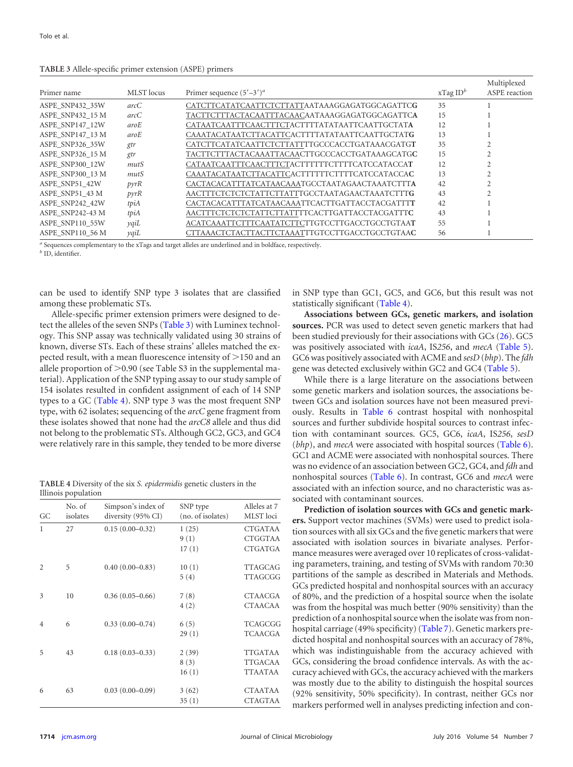**TABLE 3** Allele-specific primer extension (ASPE) primers

| Primer name | MLST locus | Primer sequence (5′–3′)[a] | xTag ID[b] | Multiplexed ASPE reaction |
|---|---|---|---|---|
| ASPE_SNP432_35W | *arcC* | CATCTTCATATCAATTCTCTTATTAATAAAGGAGATGGCAGATTC**G** | 35 | 1 |
| ASPE_SNP432_15 M | *arcC* | TACTTCTTTACTACAATTTACAACAATAAAGGAGATGGCAGATTC**A** | 15 | 1 |
| ASPE_SNP147_12W | *aroE* | CATAATCAATTTCAACTTTCTACTTTTATATAATTCAATTGCTAT**A** | 12 | 1 |
| ASPE_SNP147_13 M | *aroE* | CAAATACATAATCTTACATTCACTTTTATATAATTCAATTGCTAT**G** | 13 | 1 |
| ASPE_SNP326_35W | *gtr* | CATCTTCATATCAATTCTCTTATTTTGCCCACCTGATAAACGATG**T** | 35 | 2 |
| ASPE_SNP326_15 M | *gtr* | TACTTCTTTACTACAAATTACAACTTGCCCACCTGATAAAGCATG**C** | 15 | 2 |
| ASPE_SNP300_12W | *mutS* | CATAATCAATTTCAACTTTCTACTTTTTTCTTTTCATCCATACCA**T** | 12 | 2 |
| ASPE_SNP300_13 M | *mutS* | CAAATACATAATCTTACATTCACTTTTTTCTTTTCATCCATACCA**C** | 13 | 2 |
| ASPE_SNP51_42W | *pyrR* | CACTACACATTTATCATAACAAATGCCTAATAGAACTAAATCTTT**A** | 42 | 2 |
| ASPE_SNP51_43 M | *pyrR* | AACTTTCTCTCTCTATTCTTATTTGCCTAATAGAACTAAATCTTT**G** | 43 | 2 |
| ASPE_SNP242_42W | *tpiA* | CACTACACATTTATCATAACAAATTCACTTGATTACCTACGATTT**T** | 42 | 1 |
| ASPE_SNP242-43 M | *tpiA* | AACTTTCTCTCTCTATTCTTATTTTCACTTGATTACCTACGATTT**C** | 43 | 1 |
| ASPE_SNP110_55W | *yqiL* | ACATCAAATTCTTTCAATATCTTCTTGTCCTTGACCTGCCTGTAA**T** | 55 | 1 |
| ASPE_SNP110_56 M | *yqiL* | CTTAAACTCTACTTACTTCTAAATTTGTCCTTGACCTGCCTGTAA**C** | 56 | 1 |

[a] Sequences complementary to the xTags and target alleles are underlined and in boldface, respectively.
[b] ID, identifier.

can be used to identify SNP type 3 isolates that are classified among these problematic STs.

Allele-specific primer extension primers were designed to detect the alleles of the seven SNPs (Table 3) with Luminex technology. This SNP assay was technically validated using 30 strains of known, diverse STs. Each of these strains' alleles matched the expected result, with a mean fluorescence intensity of >150 and an allele proportion of >0.90 (see Table S3 in the supplemental material). Application of the SNP typing assay to our study sample of 154 isolates resulted in confident assignment of each of 14 SNP types to a GC (Table 4). SNP type 3 was the most frequent SNP type, with 62 isolates; sequencing of the *arcC* gene fragment from these isolates showed that none had the *arcC8* allele and thus did not belong to the problematic STs. Although GC2, GC3, and GC4 were relatively rare in this sample, they tended to be more diverse in SNP type than GC1, GC5, and GC6, but this result was not statistically significant (Table 4).

**TABLE 4** Diversity of the six *S. epidermidis* genetic clusters in the Illinois population

| GC | No. of isolates | Simpson's index of diversity (95% CI) | SNP type (no. of isolates) | Alleles at 7 MLST loci |
|---|---|---|---|---|
| 1 | 27 | 0.15 (0.00–0.32) | 1 (25) | CTGATAA |
| | | | 9 (1) | CTGGTAA |
| | | | 17 (1) | CTGATGA |
| 2 | 5 | 0.40 (0.00–0.83) | 10 (1) | TTAGCAG |
| | | | 5 (4) | TTAGCGG |
| 3 | 10 | 0.36 (0.05–0.66) | 7 (8) | CTAACGA |
| | | | 4 (2) | CTAACAA |
| 4 | 6 | 0.33 (0.00–0.74) | 6 (5) | TCAGCGG |
| | | | 29 (1) | TCAACGA |
| 5 | 43 | 0.18 (0.03–0.33) | 2 (39) | TTGATAA |
| | | | 8 (3) | TTGACAA |
| | | | 16 (1) | TTAATAA |
| 6 | 63 | 0.03 (0.00–0.09) | 3 (62) | CTAATAA |
| | | | 35 (1) | CTAGTAA |

**Associations between GCs, genetic markers, and isolation sources.** PCR was used to detect seven genetic markers that had been studied previously for their associations with GCs (26). GC5 was positively associated with *icaA*, IS*256*, and *mecA* (Table 5). GC6 was positively associated with ACME and *sesD* (*bhp*). The *fdh* gene was detected exclusively within GC2 and GC4 (Table 5).

While there is a large literature on the associations between some genetic markers and isolation sources, the associations between GCs and isolation sources have not been measured previously. Results in Table 6 contrast hospital with nonhospital sources and further subdivide hospital sources to contrast infection with contaminant sources. GC5, GC6, *icaA*, IS*256*, *sesD* (*bhp*), and *mecA* were associated with hospital sources (Table 6). GC1 and ACME were associated with nonhospital sources. There was no evidence of an association between GC2, GC4, and *fdh* and nonhospital sources (Table 6). In contrast, GC6 and *mecA* were associated with an infection source, and no characteristic was associated with contaminant sources.

**Prediction of isolation sources with GCs and genetic markers.** Support vector machines (SVMs) were used to predict isolation sources with all six GCs and the five genetic markers that were associated with isolation sources in bivariate analyses. Performance measures were averaged over 10 replicates of cross-validating parameters, training, and testing of SVMs with random 70:30 partitions of the sample as described in Materials and Methods. GCs predicted hospital and nonhospital sources with an accuracy of 80%, and the prediction of a hospital source when the isolate was from the hospital was much better (90% sensitivity) than the prediction of a nonhospital source when the isolate was from nonhospital carriage (49% specificity) (Table 7). Genetic markers predicted hospital and nonhospital sources with an accuracy of 78%, which was indistinguishable from the accuracy achieved with GCs, considering the broad confidence intervals. As with the accuracy achieved with GCs, the accuracy achieved with the markers was mostly due to the ability to distinguish the hospital sources (92% sensitivity, 50% specificity). In contrast, neither GCs nor markers performed well in analyses predicting infection and con-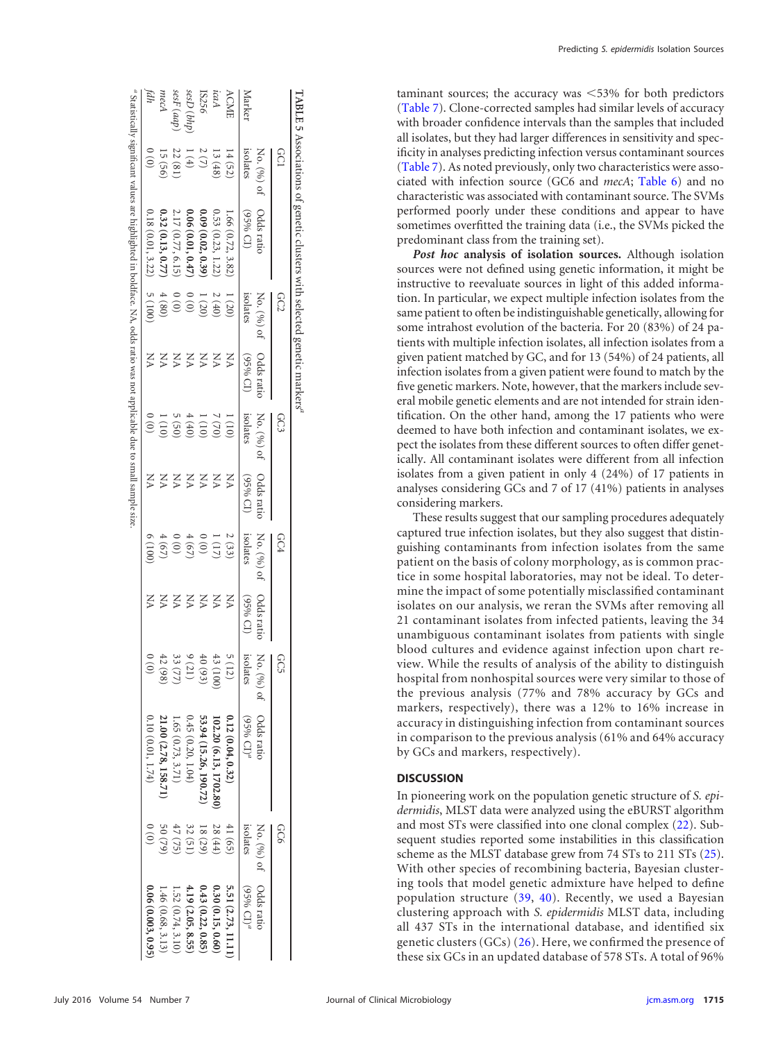**TABLE 5** Associations of genetic clusters with selected genetic markers[a]

| Marker | GC1 | | GC2 | | GC3 | | GC4 | | GC5 | | GC6 | |
|---|---|---|---|---|---|---|---|---|---|---|---|---|
| | No. (%) of isolates | Odds ratio (95% CI) | No. (%) of isolates | Odds ratio (95% CI) | No. (%) of isolates | Odds ratio (95% CI) | No. (%) of isolates | Odds ratio (95% CI) | No. (%) of isolates | Odds ratio (95% CI)[a] | No. (%) of isolates | Odds ratio (95% CI)[a] |
| ACME | 14 (52) | 1.66 (0.72, 3.82) | 1 (20) | NA | 1 (10) | NA | 2 (33) | NA | 5 (12) | **0.12 (0.04, 0.32)** | 41 (65) | **5.51 (2.73, 11.11)** |
| *icaA* | 13 (48) | 0.53 (0.23, 1.22) | 2 (40) | NA | 7 (70) | NA | 1 (17) | NA | 43 (100) | **102.20 (6.13, 1702.80)** | 28 (44) | **0.30 (0.15, 0.60)** |
| IS256 | 2 (7) | **0.09 (0.02, 0.39)** | 1 (20) | NA | 1 (10) | NA | 0 (0) | NA | 40 (93) | **53.94 (15.26, 190.72)** | 18 (29) | **0.43 (0.22, 0.85)** |
| *sesD* (*bhp*) | 1 (4) | **0.06 (0.01, 0.47)** | 0 (0) | NA | 4 (40) | NA | 4 (67) | NA | 9 (21) | 0.45 (0.20, 1.04) | 32 (51) | **4.19 (2.05, 8.55)** |
| *sesF* (*aap*) | 22 (81) | 2.17 (0.77, 6.15) | 0 (0) | NA | 5 (50) | NA | 0 (0) | NA | 33 (77) | 1.65 (0.73, 3.71) | 47 (75) | 1.52 (0.74, 3.10) |
| *mecA* | 15 (56) | **0.32 (0.13, 0.77)** | 4 (80) | NA | 1 (10) | NA | 4 (67) | NA | 42 (98) | **21.00 (2.78, 158.71)** | 50 (79) | 1.46 (0.68, 3.13) |
| *fdh* | 0 (0) | 0.18 (0.01, 3.22) | 5 (100) | NA | 0 (0) | NA | 6 (100) | NA | 0 (0) | 0.10 (0.01, 1.74) | 0 (0) | **0.06 (0.003, 0.95)** |

[a] Statistically significant values are highlighted in boldface. NA, odds ratio was not applicable due to small sample size.

taminant sources; the accuracy was <53% for both predictors (Table 7). Clone-corrected samples had similar levels of accuracy with broader confidence intervals than the samples that included all isolates, but they had larger differences in sensitivity and specificity in analyses predicting infection versus contaminant sources (Table 7). As noted previously, only two characteristics were associated with infection source (GC6 and *mecA*; Table 6) and no characteristic was associated with contaminant source. The SVMs performed poorly under these conditions and appear to have sometimes overfitted the training data (i.e., the SVMs picked the predominant class from the training set).

***Post hoc* analysis of isolation sources.** Although isolation sources were not defined using genetic information, it might be instructive to reevaluate sources in light of this added information. In particular, we expect multiple infection isolates from the same patient to often be indistinguishable genetically, allowing for some intrahost evolution of the bacteria. For 20 (83%) of 24 patients with multiple infection isolates, all infection isolates from a given patient matched by GC, and for 13 (54%) of 24 patients, all infection isolates from a given patient were found to match by the five genetic markers. Note, however, that the markers include several mobile genetic elements and are not intended for strain identification. On the other hand, among the 17 patients who were deemed to have both infection and contaminant isolates, we expect the isolates from these different sources to often differ genetically. All contaminant isolates were different from all infection isolates from a given patient in only 4 (24%) of 17 patients in analyses considering GCs and 7 of 17 (41%) patients in analyses considering markers.

These results suggest that our sampling procedures adequately captured true infection isolates, but they also suggest that distinguishing contaminants from infection isolates from the same patient on the basis of colony morphology, as is common practice in some hospital laboratories, may not be ideal. To determine the impact of some potentially misclassified contaminant isolates on our analysis, we reran the SVMs after removing all 21 contaminant isolates from infected patients, leaving the 34 unambiguous contaminant isolates from patients with single blood cultures and evidence against infection upon chart review. While the results of analysis of the ability to distinguish hospital from nonhospital sources were very similar to those of the previous analysis (77% and 78% accuracy by GCs and markers, respectively), there was a 12% to 16% increase in accuracy in distinguishing infection from contaminant sources in comparison to the previous analysis (61% and 64% accuracy by GCs and markers, respectively).

## DISCUSSION

In pioneering work on the population genetic structure of *S. epidermidis*, MLST data were analyzed using the eBURST algorithm and most STs were classified into one clonal complex (22). Subsequent studies reported some instabilities in this classification scheme as the MLST database grew from 74 STs to 211 STs (25). With other species of recombining bacteria, Bayesian clustering tools that model genetic admixture have helped to define population structure (39, 40). Recently, we used a Bayesian clustering approach with *S. epidermidis* MLST data, including all 437 STs in the international database, and identified six genetic clusters (GCs) (26). Here, we confirmed the presence of these six GCs in an updated database of 578 STs. A total of 96%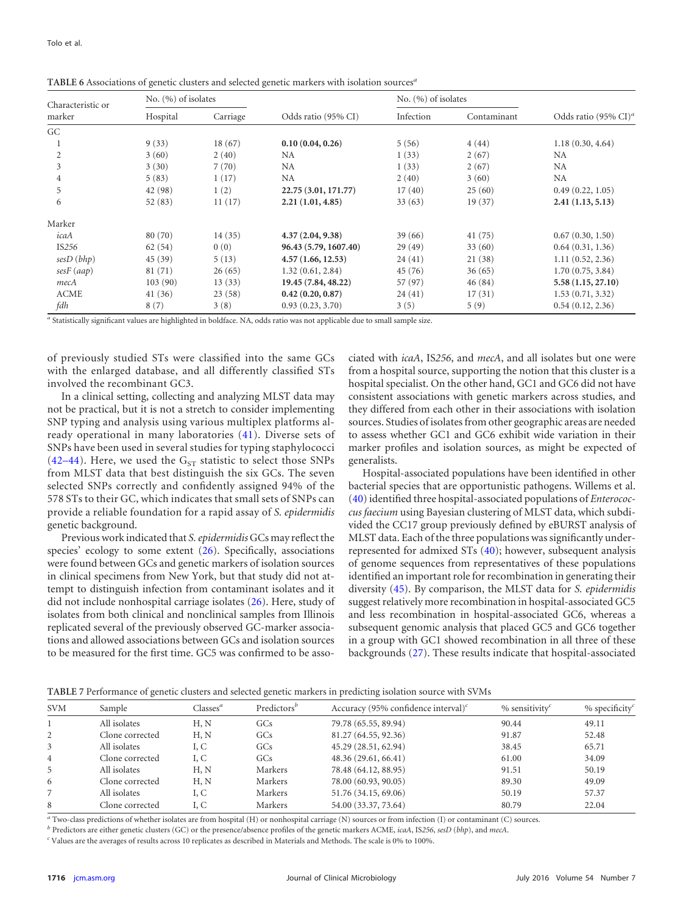**TABLE 6** Associations of genetic clusters and selected genetic markers with isolation sources[a]

| Characteristic or marker | No. (%) of isolates | | Odds ratio (95% CI) | No. (%) of isolates | | Odds ratio (95% CI)[a] |
|---|---|---|---|---|---|---|
| | Hospital | Carriage | | Infection | Contaminant | |
| GC | | | | | | |
| 1 | 9 (33) | 18 (67) | **0.10 (0.04, 0.26)** | 5 (56) | 4 (44) | 1.18 (0.30, 4.64) |
| 2 | 3 (60) | 2 (40) | NA | 1 (33) | 2 (67) | NA |
| 3 | 3 (30) | 7 (70) | NA | 1 (33) | 2 (67) | NA |
| 4 | 5 (83) | 1 (17) | NA | 2 (40) | 3 (60) | NA |
| 5 | 42 (98) | 1 (2) | **22.75 (3.01, 171.77)** | 17 (40) | 25 (60) | 0.49 (0.22, 1.05) |
| 6 | 52 (83) | 11 (17) | **2.21 (1.01, 4.85)** | 33 (63) | 19 (37) | **2.41 (1.13, 5.13)** |
| Marker | | | | | | |
| *icaA* | 80 (70) | 14 (35) | **4.37 (2.04, 9.38)** | 39 (66) | 41 (75) | 0.67 (0.30, 1.50) |
| IS*256* | 62 (54) | 0 (0) | **96.43 (5.79, 1607.40)** | 29 (49) | 33 (60) | 0.64 (0.31, 1.36) |
| *sesD* (*bhp*) | 45 (39) | 5 (13) | **4.57 (1.66, 12.53)** | 24 (41) | 21 (38) | 1.11 (0.52, 2.36) |
| *sesF* (*aap*) | 81 (71) | 26 (65) | 1.32 (0.61, 2.84) | 45 (76) | 36 (65) | 1.70 (0.75, 3.84) |
| *mecA* | 103 (90) | 13 (33) | **19.45 (7.84, 48.22)** | 57 (97) | 46 (84) | **5.58 (1.15, 27.10)** |
| ACME | 41 (36) | 23 (58) | **0.42 (0.20, 0.87)** | 24 (41) | 17 (31) | 1.53 (0.71, 3.32) |
| *fdh* | 8 (7) | 3 (8) | 0.93 (0.23, 3.70) | 3 (5) | 5 (9) | 0.54 (0.12, 2.36) |

[a] Statistically significant values are highlighted in boldface. NA, odds ratio was not applicable due to small sample size.

of previously studied STs were classified into the same GCs with the enlarged database, and all differently classified STs involved the recombinant GC3.

In a clinical setting, collecting and analyzing MLST data may not be practical, but it is not a stretch to consider implementing SNP typing and analysis using various multiplex platforms already operational in many laboratories (41). Diverse sets of SNPs have been used in several studies for typing staphylococci (42–44). Here, we used the $G_{ST}$ statistic to select those SNPs from MLST data that best distinguish the six GCs. The seven selected SNPs correctly and confidently assigned 94% of the 578 STs to their GC, which indicates that small sets of SNPs can provide a reliable foundation for a rapid assay of *S. epidermidis* genetic background.

Previous work indicated that *S. epidermidis* GCs may reflect the species' ecology to some extent (26). Specifically, associations were found between GCs and genetic markers of isolation sources in clinical specimens from New York, but that study did not attempt to distinguish infection from contaminant isolates and it did not include nonhospital carriage isolates (26). Here, study of isolates from both clinical and nonclinical samples from Illinois replicated several of the previously observed GC-marker associations and allowed associations between GCs and isolation sources to be measured for the first time. GC5 was confirmed to be associated with *icaA*, IS*256*, and *mecA*, and all isolates but one were from a hospital source, supporting the notion that this cluster is a hospital specialist. On the other hand, GC1 and GC6 did not have consistent associations with genetic markers across studies, and they differed from each other in their associations with isolation sources. Studies of isolates from other geographic areas are needed to assess whether GC1 and GC6 exhibit wide variation in their marker profiles and isolation sources, as might be expected of generalists.

Hospital-associated populations have been identified in other bacterial species that are opportunistic pathogens. Willems et al. (40) identified three hospital-associated populations of *Enterococcus faecium* using Bayesian clustering of MLST data, which subdivided the CC17 group previously defined by eBURST analysis of MLST data. Each of the three populations was significantly underrepresented for admixed STs (40); however, subsequent analysis of genome sequences from representatives of these populations identified an important role for recombination in generating their diversity (45). By comparison, the MLST data for *S. epidermidis* suggest relatively more recombination in hospital-associated GC5 and less recombination in hospital-associated GC6, whereas a subsequent genomic analysis that placed GC5 and GC6 together in a group with GC1 showed recombination in all three of these backgrounds (27). These results indicate that hospital-associated

**TABLE 7** Performance of genetic clusters and selected genetic markers in predicting isolation source with SVMs

| SVM | Sample | Classes[a] | Predictors[b] | Accuracy (95% confidence interval)[c] | % sensitivity[c] | % specificity[c] |
|---|---|---|---|---|---|---|
| 1 | All isolates | H, N | GCs | 79.78 (65.55, 89.94) | 90.44 | 49.11 |
| 2 | Clone corrected | H, N | GCs | 81.27 (64.55, 92.36) | 91.87 | 52.48 |
| 3 | All isolates | I, C | GCs | 45.29 (28.51, 62.94) | 38.45 | 65.71 |
| 4 | Clone corrected | I, C | GCs | 48.36 (29.61, 66.41) | 61.00 | 34.09 |
| 5 | All isolates | H, N | Markers | 78.48 (64.12, 88.95) | 91.51 | 50.19 |
| 6 | Clone corrected | H, N | Markers | 78.00 (60.93, 90.05) | 89.30 | 49.09 |
| 7 | All isolates | I, C | Markers | 51.76 (34.15, 69.06) | 50.19 | 57.37 |
| 8 | Clone corrected | I, C | Markers | 54.00 (33.37, 73.64) | 80.79 | 22.04 |

[a] Two-class predictions of whether isolates are from hospital (H) or nonhospital carriage (N) sources or from infection (I) or contaminant (C) sources.

[b] Predictors are either genetic clusters (GC) or the presence/absence profiles of the genetic markers ACME, *icaA*, IS*256*, *sesD* (*bhp*), and *mecA*.

[c] Values are the averages of results across 10 replicates as described in Materials and Methods. The scale is 0% to 100%.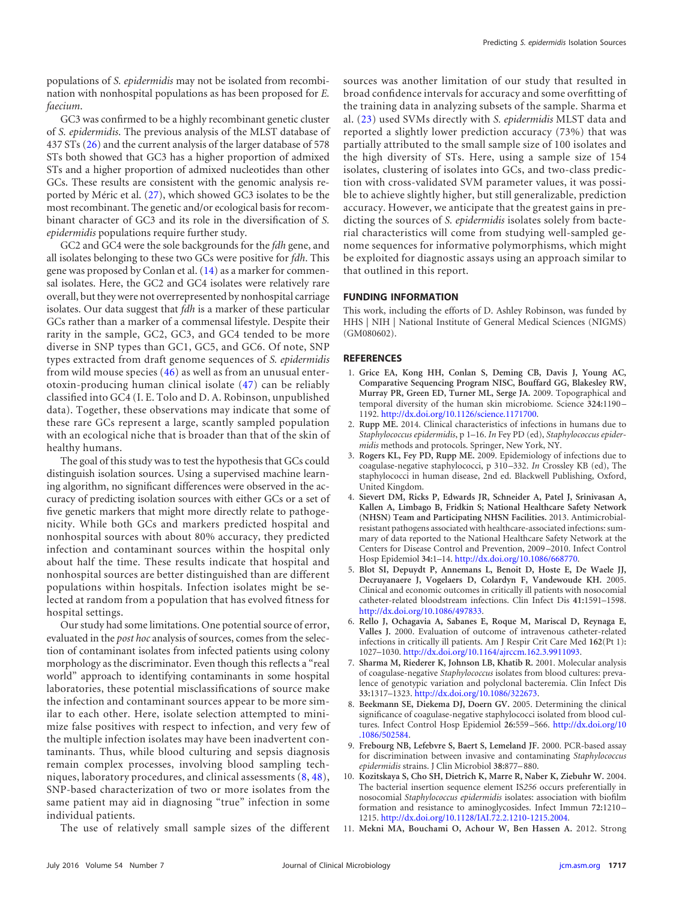populations of *S. epidermidis* may not be isolated from recombination with nonhospital populations as has been proposed for *E. faecium*.

GC3 was confirmed to be a highly recombinant genetic cluster of *S. epidermidis*. The previous analysis of the MLST database of 437 STs (26) and the current analysis of the larger database of 578 STs both showed that GC3 has a higher proportion of admixed STs and a higher proportion of admixed nucleotides than other GCs. These results are consistent with the genomic analysis reported by Méric et al. (27), which showed GC3 isolates to be the most recombinant. The genetic and/or ecological basis for recombinant character of GC3 and its role in the diversification of *S. epidermidis* populations require further study.

GC2 and GC4 were the sole backgrounds for the *fdh* gene, and all isolates belonging to these two GCs were positive for *fdh*. This gene was proposed by Conlan et al. (14) as a marker for commensal isolates. Here, the GC2 and GC4 isolates were relatively rare overall, but they were not overrepresented by nonhospital carriage isolates. Our data suggest that *fdh* is a marker of these particular GCs rather than a marker of a commensal lifestyle. Despite their rarity in the sample, GC2, GC3, and GC4 tended to be more diverse in SNP types than GC1, GC5, and GC6. Of note, SNP types extracted from draft genome sequences of *S. epidermidis* from wild mouse species (46) as well as from an unusual enterotoxin-producing human clinical isolate (47) can be reliably classified into GC4 (I. E. Tolo and D. A. Robinson, unpublished data). Together, these observations may indicate that some of these rare GCs represent a large, scantly sampled population with an ecological niche that is broader than that of the skin of healthy humans.

The goal of this study was to test the hypothesis that GCs could distinguish isolation sources. Using a supervised machine learning algorithm, no significant differences were observed in the accuracy of predicting isolation sources with either GCs or a set of five genetic markers that might more directly relate to pathogenicity. While both GCs and markers predicted hospital and nonhospital sources with about 80% accuracy, they predicted infection and contaminant sources within the hospital only about half the time. These results indicate that hospital and nonhospital sources are better distinguished than are different populations within hospitals. Infection isolates might be selected at random from a population that has evolved fitness for hospital settings.

Our study had some limitations. One potential source of error, evaluated in the *post hoc* analysis of sources, comes from the selection of contaminant isolates from infected patients using colony morphology as the discriminator. Even though this reflects a "real world" approach to identifying contaminants in some hospital laboratories, these potential misclassifications of source make the infection and contaminant sources appear to be more similar to each other. Here, isolate selection attempted to minimize false positives with respect to infection, and very few of the multiple infection isolates may have been inadvertent contaminants. Thus, while blood culturing and sepsis diagnosis remain complex processes, involving blood sampling techniques, laboratory procedures, and clinical assessments (8, 48), SNP-based characterization of two or more isolates from the same patient may aid in diagnosing "true" infection in some individual patients.

The use of relatively small sample sizes of the different sources was another limitation of our study that resulted in broad confidence intervals for accuracy and some overfitting of the training data in analyzing subsets of the sample. Sharma et al. (23) used SVMs directly with *S. epidermidis* MLST data and reported a slightly lower prediction accuracy (73%) that was partially attributed to the small sample size of 100 isolates and the high diversity of STs. Here, using a sample size of 154 isolates, clustering of isolates into GCs, and two-class prediction with cross-validated SVM parameter values, it was possible to achieve slightly higher, but still generalizable, prediction accuracy. However, we anticipate that the greatest gains in predicting the sources of *S. epidermidis* isolates solely from bacterial characteristics will come from studying well-sampled genome sequences for informative polymorphisms, which might be exploited for diagnostic assays using an approach similar to that outlined in this report.

## FUNDING INFORMATION

This work, including the efforts of D. Ashley Robinson, was funded by HHS | NIH | National Institute of General Medical Sciences (NIGMS) (GM080602).

## REFERENCES

1. **Grice EA, Kong HH, Conlan S, Deming CB, Davis J, Young AC, Comparative Sequencing Program NISC, Bouffard GG, Blakesley RW, Murray PR, Green ED, Turner ML, Serge JA.** 2009. Topographical and temporal diversity of the human skin microbiome. Science **324:**1190–1192. http://dx.doi.org/10.1126/science.1171700.
2. **Rupp ME.** 2014. Clinical characteristics of infections in humans due to *Staphylococcus epidermidis*, p 1–16. *In* Fey PD (ed), *Staphylococcus epidermidis* methods and protocols. Springer, New York, NY.
3. **Rogers KL, Fey PD, Rupp ME.** 2009. Epidemiology of infections due to coagulase-negative staphylococci, p 310–332. *In* Crossley KB (ed), The staphylococci in human disease, 2nd ed. Blackwell Publishing, Oxford, United Kingdom.
4. **Sievert DM, Ricks P, Edwards JR, Schneider A, Patel J, Srinivasan A, Kallen A, Limbago B, Fridkin S; National Healthcare Safety Network (NHSN) Team and Participating NHSN Facilities.** 2013. Antimicrobial-resistant pathogens associated with healthcare-associated infections: summary of data reported to the National Healthcare Safety Network at the Centers for Disease Control and Prevention, 2009–2010. Infect Control Hosp Epidemiol **34:**1–14. http://dx.doi.org/10.1086/668770.
5. **Blot SI, Depuydt P, Annemans L, Benoit D, Hoste E, De Waele JJ, Decruyanaere J, Vogelaers D, Colardyn F, Vandewoude KH.** 2005. Clinical and economic outcomes in critically ill patients with nosocomial catheter-related bloodstream infections. Clin Infect Dis **41:**1591–1598. http://dx.doi.org/10.1086/497833.
6. **Rello J, Ochagavia A, Sabanes E, Roque M, Mariscal D, Reynaga E, Valles J.** 2000. Evaluation of outcome of intravenous catheter-related infections in critically ill patients. Am J Respir Crit Care Med **162**(Pt 1)**:**1027–1030. http://dx.doi.org/10.1164/ajrccm.162.3.9911093.
7. **Sharma M, Riederer K, Johnson LB, Khatib R.** 2001. Molecular analysis of coagulase-negative *Staphylococcus* isolates from blood cultures: prevalence of genotypic variation and polyclonal bacteremia. Clin Infect Dis **33:**1317–1323. http://dx.doi.org/10.1086/322673.
8. **Beekmann SE, Diekema DJ, Doern GV.** 2005. Determining the clinical significance of coagulase-negative staphylococci isolated from blood cultures. Infect Control Hosp Epidemiol **26:**559–566. http://dx.doi.org/10.1086/502584.
9. **Frebourg NB, Lefebvre S, Baert S, Lemeland JF.** 2000. PCR-based assay for discrimination between invasive and contaminating *Staphylococcus epidermidis* strains. J Clin Microbiol **38:**877–880.
10. **Kozitskaya S, Cho SH, Dietrich K, Marre R, Naber K, Ziebuhr W.** 2004. The bacterial insertion sequence element IS*256* occurs preferentially in nosocomial *Staphylococcus epidermidis* isolates: association with biofilm formation and resistance to aminoglycosides. Infect Immun **72:**1210–1215. http://dx.doi.org/10.1128/IAI.72.2.1210-1215.2004.
11. **Mekni MA, Bouchami O, Achour W, Ben Hassen A.** 2012. Strong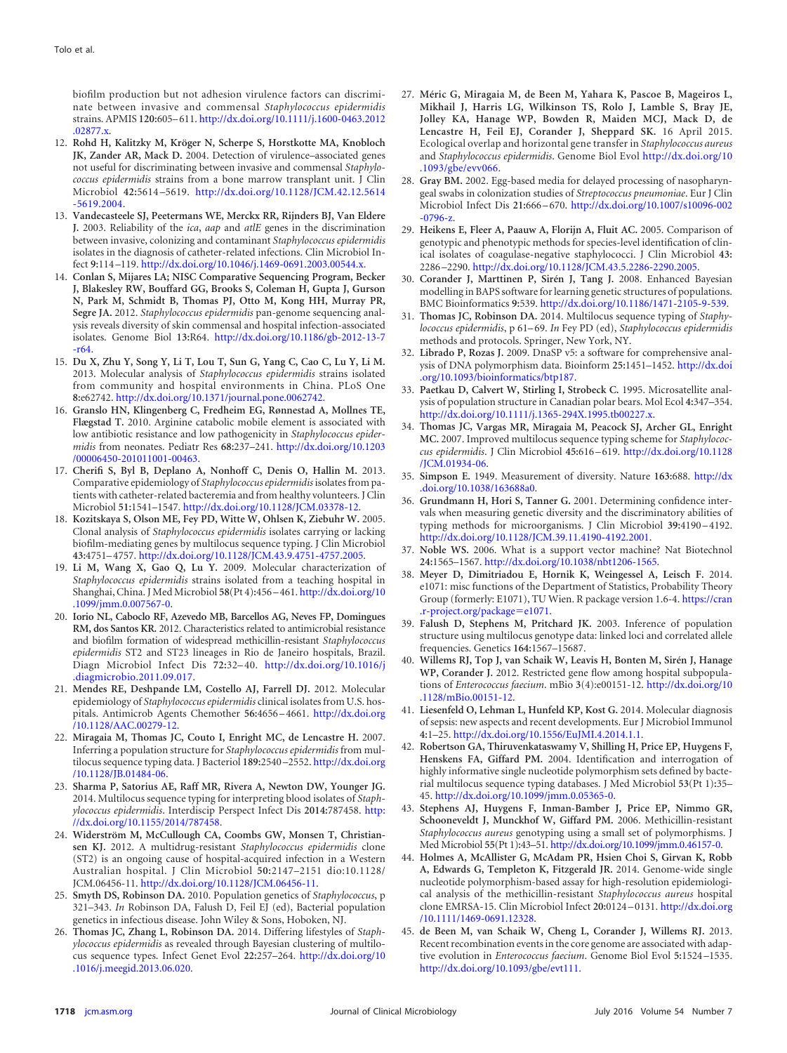biofilm production but not adhesion virulence factors can discriminate between invasive and commensal *Staphylococcus epidermidis* strains. APMIS 120:605–611. http://dx.doi.org/10.1111/j.1600-0463.2012.02877.x.

12. **Rohd H, Kalitzky M, Kröger N, Scherpe S, Horstkotte MA, Knobloch JK, Zander AR, Mack D.** 2004. Detection of virulence–associated genes not useful for discriminating between invasive and commensal *Staphylococcus epidermidis* strains from a bone marrow transplant unit. J Clin Microbiol 42:5614–5619. http://dx.doi.org/10.1128/JCM.42.12.5614-5619.2004.
13. **Vandecasteele SJ, Peetermans WE, Merckx RR, Rijnders BJ, Van Eldere J.** 2003. Reliability of the *ica*, *aap* and *atlE* genes in the discrimination between invasive, colonizing and contaminant *Staphylococcus epidermidis* isolates in the diagnosis of catheter-related infections. Clin Microbiol Infect 9:114–119. http://dx.doi.org/10.1046/j.1469-0691.2003.00544.x.
14. **Conlan S, Mijares LA; NISC Comparative Sequencing Program, Becker J, Blakesley RW, Bouffard GG, Brooks S, Coleman H, Gupta J, Gurson N, Park M, Schmidt B, Thomas PJ, Otto M, Kong HH, Murray PR, Segre JA.** 2012. *Staphylococcus epidermidis* pan-genome sequencing analysis reveals diversity of skin commensal and hospital infection-associated isolates. Genome Biol 13:R64. http://dx.doi.org/10.1186/gb-2012-13-7-r64.
15. **Du X, Zhu Y, Song Y, Li T, Lou T, Sun G, Yang C, Cao C, Lu Y, Li M.** 2013. Molecular analysis of *Staphylococcus epidermidis* strains isolated from community and hospital environments in China. PLoS One 8:e62742. http://dx.doi.org/10.1371/journal.pone.0062742.
16. **Granslo HN, Klingenberg C, Fredheim EG, Rønnestad A, Mollnes TE, Flægstad T.** 2010. Arginine catabolic mobile element is associated with low antibiotic resistance and low pathogenicity in *Staphylococcus epidermidis* from neonates. Pediatr Res 68:237–241. http://dx.doi.org/10.1203/00006450-201011001-00463.
17. **Cherifi S, Byl B, Deplano A, Nonhoff C, Denis O, Hallin M.** 2013. Comparative epidemiology of *Staphylococcus epidermidis* isolates from patients with catheter-related bacteremia and from healthy volunteers. J Clin Microbiol 51:1541–1547. http://dx.doi.org/10.1128/JCM.03378-12.
18. **Kozitskaya S, Olson ME, Fey PD, Witte W, Ohlsen K, Ziebuhr W.** 2005. Clonal analysis of *Staphylococcus epidermidis* isolates carrying or lacking biofilm-mediating genes by multilocus sequence typing. J Clin Microbiol 43:4751–4757. http://dx.doi.org/10.1128/JCM.43.9.4751-4757.2005.
19. **Li M, Wang X, Gao Q, Lu Y.** 2009. Molecular characterization of *Staphylococcus epidermidis* strains isolated from a teaching hospital in Shanghai, China. J Med Microbiol 58(Pt 4):456–461. http://dx.doi.org/10.1099/jmm.0.007567-0.
20. **Iorio NL, Caboclo RF, Azevedo MB, Barcellos AG, Neves FP, Domingues RM, dos Santos KR.** 2012. Characteristics related to antimicrobial resistance and biofilm formation of widespread methicillin-resistant *Staphylococcus epidermidis* ST2 and ST23 lineages in Rio de Janeiro hospitals, Brazil. Diagn Microbiol Infect Dis 72:32–40. http://dx.doi.org/10.1016/j.diagmicrobio.2011.09.017.
21. **Mendes RE, Deshpande LM, Costello AJ, Farrell DJ.** 2012. Molecular epidemiology of *Staphylococcus epidermidis* clinical isolates from U.S. hospitals. Antimicrob Agents Chemother 56:4656–4661. http://dx.doi.org/10.1128/AAC.00279-12.
22. **Miragaia M, Thomas JC, Couto I, Enright MC, de Lencastre H.** 2007. Inferring a population structure for *Staphylococcus epidermidis* from multilocus sequence typing data. J Bacteriol 189:2540–2552. http://dx.doi.org/10.1128/JB.01484-06.
23. **Sharma P, Satorius AE, Raff MR, Rivera A, Newton DW, Younger JG.** 2014. Multilocus sequence typing for interpreting blood isolates of *Staphylococcus epidermidis*. Interdiscip Perspect Infect Dis 2014:787458. http://dx.doi.org/10.1155/2014/787458.
24. **Widerström M, McCullough CA, Coombs GW, Monsen T, Christiansen KJ.** 2012. A multidrug-resistant *Staphylococcus epidermidis* clone (ST2) is an ongoing cause of hospital-acquired infection in a Western Australian hospital. J Clin Microbiol 50:2147–2151 dio:10.1128/JCM.06456-11. http://dx.doi.org/10.1128/JCM.06456-11.
25. **Smyth DS, Robinson DA.** 2010. Population genetics of *Staphylococcus*, p 321–343. *In* Robinson DA, Falush D, Feil EJ (ed), Bacterial population genetics in infectious disease. John Wiley & Sons, Hoboken, NJ.
26. **Thomas JC, Zhang L, Robinson DA.** 2014. Differing lifestyles of *Staphylococcus epidermidis* as revealed through Bayesian clustering of multilocus sequence types. Infect Genet Evol 22:257–264. http://dx.doi.org/10.1016/j.meegid.2013.06.020.
27. **Méric G, Miragaia M, de Been M, Yahara K, Pascoe B, Mageiros L, Mikhail J, Harris LG, Wilkinson TS, Rolo J, Lamble S, Bray JE, Jolley KA, Hanage WP, Bowden R, Maiden MCJ, Mack D, de Lencastre H, Feil EJ, Corander J, Sheppard SK.** 16 April 2015. Ecological overlap and horizontal gene transfer in *Staphylococcus aureus* and *Staphylococcus epidermidis*. Genome Biol Evol http://dx.doi.org/10.1093/gbe/evv066.
28. **Gray BM.** 2002. Egg-based media for delayed processing of nasopharyngeal swabs in colonization studies of *Streptococcus pneumoniae*. Eur J Clin Microbiol Infect Dis 21:666–670. http://dx.doi.org/10.1007/s10096-002-0796-z.
29. **Heikens E, Fleer A, Paauw A, Florijn A, Fluit AC.** 2005. Comparison of genotypic and phenotypic methods for species-level identification of clinical isolates of coagulase-negative staphylococci. J Clin Microbiol 43:2286–2290. http://dx.doi.org/10.1128/JCM.43.5.2286-2290.2005.
30. **Corander J, Marttinen P, Sirén J, Tang J.** 2008. Enhanced Bayesian modelling in BAPS software for learning genetic structures of populations. BMC Bioinformatics 9:539. http://dx.doi.org/10.1186/1471-2105-9-539.
31. **Thomas JC, Robinson DA.** 2014. Multilocus sequence typing of *Staphylococcus epidermidis*, p 61–69. *In* Fey PD (ed), *Staphylococcus epidermidis* methods and protocols. Springer, New York, NY.
32. **Librado P, Rozas J.** 2009. DnaSP v5: a software for comprehensive analysis of DNA polymorphism data. Bioinform 25:1451–1452. http://dx.doi.org/10.1093/bioinformatics/btp187.
33. **Paetkau D, Calvert W, Stirling I, Strobeck C.** 1995. Microsatellite analysis of population structure in Canadian polar bears. Mol Ecol 4:347–354. http://dx.doi.org/10.1111/j.1365-294X.1995.tb00227.x.
34. **Thomas JC, Vargas MR, Miragaia M, Peacock SJ, Archer GL, Enright MC.** 2007. Improved multilocus sequence typing scheme for *Staphylococcus epidermidis*. J Clin Microbiol 45:616–619. http://dx.doi.org/10.1128/JCM.01934-06.
35. **Simpson E.** 1949. Measurement of diversity. Nature 163:688. http://dx.doi.org/10.1038/163688a0.
36. **Grundmann H, Hori S, Tanner G.** 2001. Determining confidence intervals when measuring genetic diversity and the discriminatory abilities of typing methods for microorganisms. J Clin Microbiol 39:4190–4192. http://dx.doi.org/10.1128/JCM.39.11.4190-4192.2001.
37. **Noble WS.** 2006. What is a support vector machine? Nat Biotechnol 24:1565–1567. http://dx.doi.org/10.1038/nbt1206-1565.
38. **Meyer D, Dimitriadou E, Hornik K, Weingessel A, Leisch F.** 2014. e1071: misc functions of the Department of Statistics, Probability Theory Group (formerly: E1071), TU Wien. R package version 1.6-4. https://cran.r-project.org/package=e1071.
39. **Falush D, Stephens M, Pritchard JK.** 2003. Inference of population structure using multilocus genotype data: linked loci and correlated allele frequencies. Genetics 164:1567–15687.
40. **Willems RJ, Top J, van Schaik W, Leavis H, Bonten M, Sirén J, Hanage WP, Corander J.** 2012. Restricted gene flow among hospital subpopulations of *Enterococcus faecium*. mBio 3(4):e00151-12. http://dx.doi.org/10.1128/mBio.00151-12.
41. **Liesenfeld O, Lehman L, Hunfeld KP, Kost G.** 2014. Molecular diagnosis of sepsis: new aspects and recent developments. Eur J Microbiol Immunol 4:1–25. http://dx.doi.org/10.1556/EuJMI.4.2014.1.1.
42. **Robertson GA, Thiruvenkataswamy V, Shilling H, Price EP, Huygens F, Henskens FA, Giffard PM.** 2004. Identification and interrogation of highly informative single nucleotide polymorphism sets defined by bacterial multilocus sequence typing databases. J Med Microbiol 53(Pt 1):35–45. http://dx.doi.org/10.1099/jmm.0.05365-0.
43. **Stephens AJ, Huygens F, Inman-Bamber J, Price EP, Nimmo GR, Schooneveldt J, Munckhof W, Giffard PM.** 2006. Methicillin-resistant *Staphylococcus aureus* genotyping using a small set of polymorphisms. J Med Microbiol 55(Pt 1):43–51. http://dx.doi.org/10.1099/jmm.0.46157-0.
44. **Holmes A, McAllister G, McAdam PR, Hsien Choi S, Girvan K, Robb A, Edwards G, Templeton K, Fitzgerald JR.** 2014. Genome-wide single nucleotide polymorphism-based assay for high-resolution epidemiological analysis of the methicillin-resistant *Staphylococcus aureus* hospital clone EMRSA-15. Clin Microbiol Infect 20:0124–0131. http://dx.doi.org/10.1111/1469-0691.12328.
45. **de Been M, van Schaik W, Cheng L, Corander J, Willems RJ.** 2013. Recent recombination events in the core genome are associated with adaptive evolution in *Enterococcus faecium*. Genome Biol Evol 5:1524–1535. http://dx.doi.org/10.1093/gbe/evt111.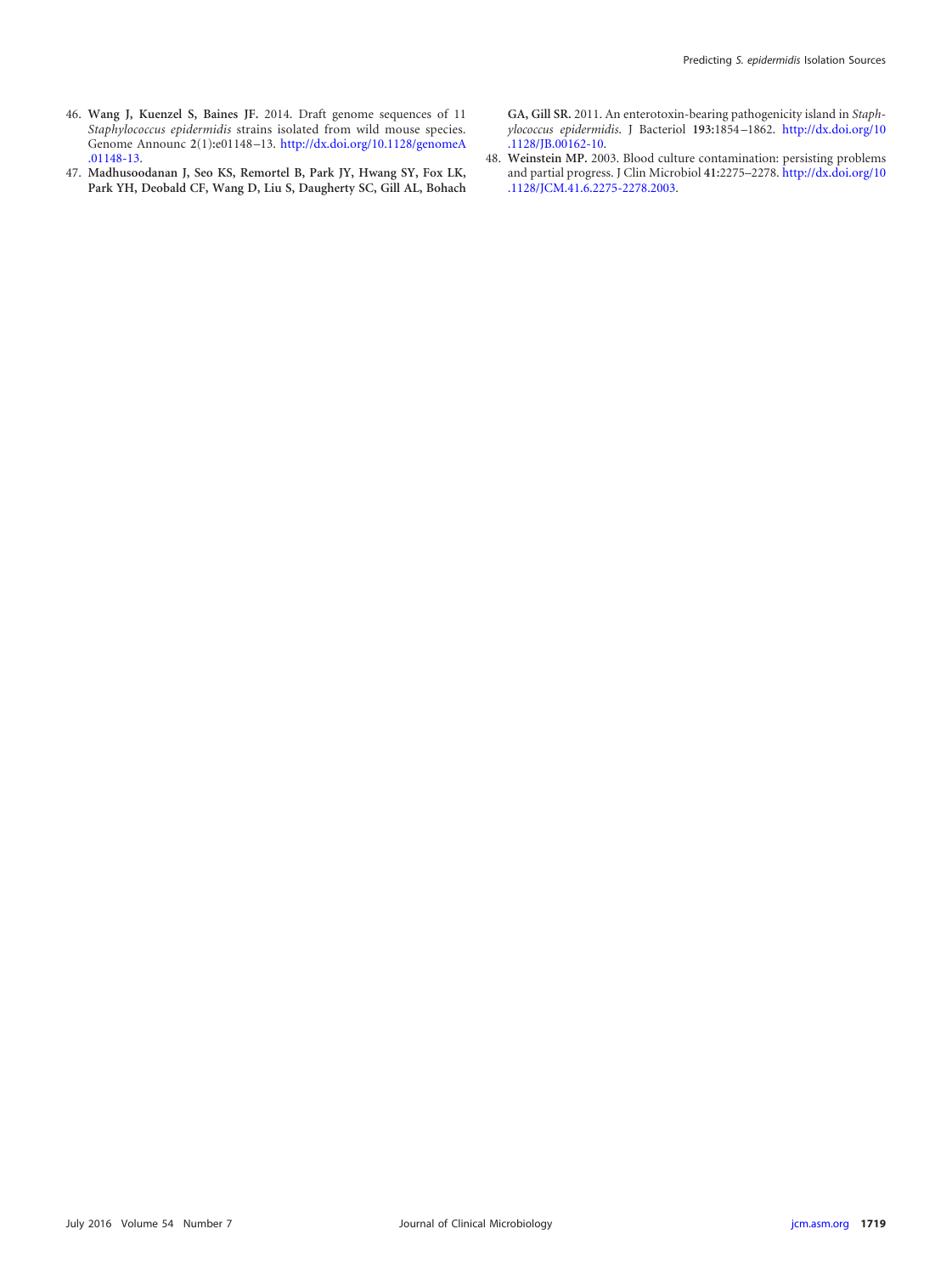46. **Wang J, Kuenzel S, Baines JF.** 2014. Draft genome sequences of 11 *Staphylococcus epidermidis* strains isolated from wild mouse species. Genome Announc 2(1):e01148–13. http://dx.doi.org/10.1128/genomeA.01148-13.

47. **Madhusoodanan J, Seo KS, Remortel B, Park JY, Hwang SY, Fox LK, Park YH, Deobald CF, Wang D, Liu S, Daugherty SC, Gill AL, Bohach GA, Gill SR.** 2011. An enterotoxin-bearing pathogenicity island in *Staphylococcus epidermidis*. J Bacteriol **193:**1854–1862. http://dx.doi.org/10.1128/JB.00162-10.

48. **Weinstein MP.** 2003. Blood culture contamination: persisting problems and partial progress. J Clin Microbiol **41:**2275–2278. http://dx.doi.org/10.1128/JCM.41.6.2275-2278.2003.